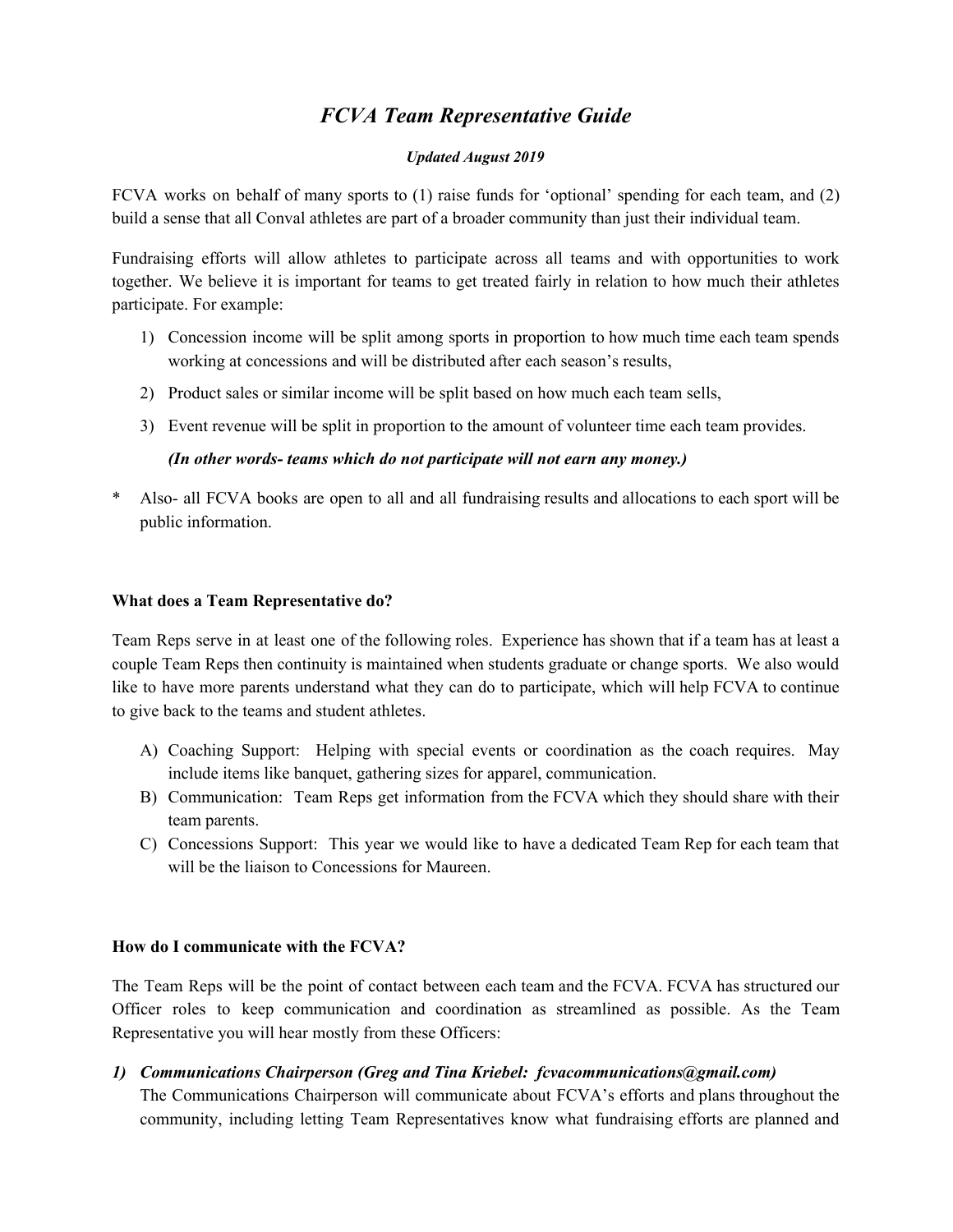# *FCVA Team Representative Guide*

***Updated August 2019***

FCVA works on behalf of many sports to (1) raise funds for 'optional' spending for each team, and (2) build a sense that all Conval athletes are part of a broader community than just their individual team.

Fundraising efforts will allow athletes to participate across all teams and with opportunities to work together. We believe it is important for teams to get treated fairly in relation to how much their athletes participate. For example:

1) Concession income will be split among sports in proportion to how much time each team spends working at concessions and will be distributed after each season's results,
2) Product sales or similar income will be split based on how much each team sells,
3) Event revenue will be split in proportion to the amount of volunteer time each team provides.

   ***(In other words- teams which do not participate will not earn any money.)***

\* Also- all FCVA books are open to all and all fundraising results and allocations to each sport will be public information.

**What does a Team Representative do?**

Team Reps serve in at least one of the following roles. Experience has shown that if a team has at least a couple Team Reps then continuity is maintained when students graduate or change sports. We also would like to have more parents understand what they can do to participate, which will help FCVA to continue to give back to the teams and student athletes.

A) Coaching Support: Helping with special events or coordination as the coach requires. May include items like banquet, gathering sizes for apparel, communication.
B) Communication: Team Reps get information from the FCVA which they should share with their team parents.
C) Concessions Support: This year we would like to have a dedicated Team Rep for each team that will be the liaison to Concessions for Maureen.

**How do I communicate with the FCVA?**

The Team Reps will be the point of contact between each team and the FCVA. FCVA has structured our Officer roles to keep communication and coordination as streamlined as possible. As the Team Representative you will hear mostly from these Officers:

1) ***Communications Chairperson (Greg and Tina Kriebel: fcvacommunications@gmail.com)***
   The Communications Chairperson will communicate about FCVA's efforts and plans throughout the community, including letting Team Representatives know what fundraising efforts are planned and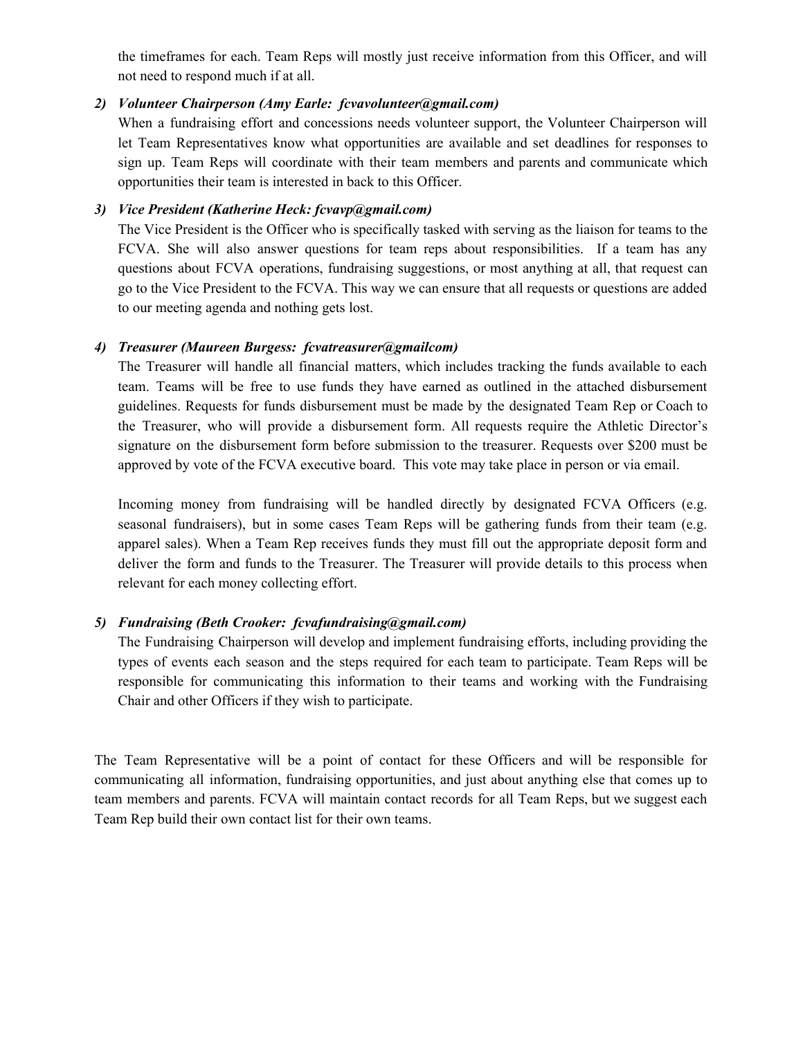the timeframes for each. Team Reps will mostly just receive information from this Officer, and will not need to respond much if at all.

2) ***Volunteer Chairperson (Amy Earle: fcvavolunteer@gmail.com)***
   When a fundraising effort and concessions needs volunteer support, the Volunteer Chairperson will let Team Representatives know what opportunities are available and set deadlines for responses to sign up. Team Reps will coordinate with their team members and parents and communicate which opportunities their team is interested in back to this Officer.

3) ***Vice President (Katherine Heck: fcvavp@gmail.com)***
   The Vice President is the Officer who is specifically tasked with serving as the liaison for teams to the FCVA. She will also answer questions for team reps about responsibilities. If a team has any questions about FCVA operations, fundraising suggestions, or most anything at all, that request can go to the Vice President to the FCVA. This way we can ensure that all requests or questions are added to our meeting agenda and nothing gets lost.

4) ***Treasurer (Maureen Burgess: fcvatreasurer@gmailcom)***
   The Treasurer will handle all financial matters, which includes tracking the funds available to each team. Teams will be free to use funds they have earned as outlined in the attached disbursement guidelines. Requests for funds disbursement must be made by the designated Team Rep or Coach to the Treasurer, who will provide a disbursement form. All requests require the Athletic Director's signature on the disbursement form before submission to the treasurer. Requests over $200 must be approved by vote of the FCVA executive board. This vote may take place in person or via email.

   Incoming money from fundraising will be handled directly by designated FCVA Officers (e.g. seasonal fundraisers), but in some cases Team Reps will be gathering funds from their team (e.g. apparel sales). When a Team Rep receives funds they must fill out the appropriate deposit form and deliver the form and funds to the Treasurer. The Treasurer will provide details to this process when relevant for each money collecting effort.

5) ***Fundraising (Beth Crooker: fcvafundraising@gmail.com)***
   The Fundraising Chairperson will develop and implement fundraising efforts, including providing the types of events each season and the steps required for each team to participate. Team Reps will be responsible for communicating this information to their teams and working with the Fundraising Chair and other Officers if they wish to participate.

The Team Representative will be a point of contact for these Officers and will be responsible for communicating all information, fundraising opportunities, and just about anything else that comes up to team members and parents. FCVA will maintain contact records for all Team Reps, but we suggest each Team Rep build their own contact list for their own teams.